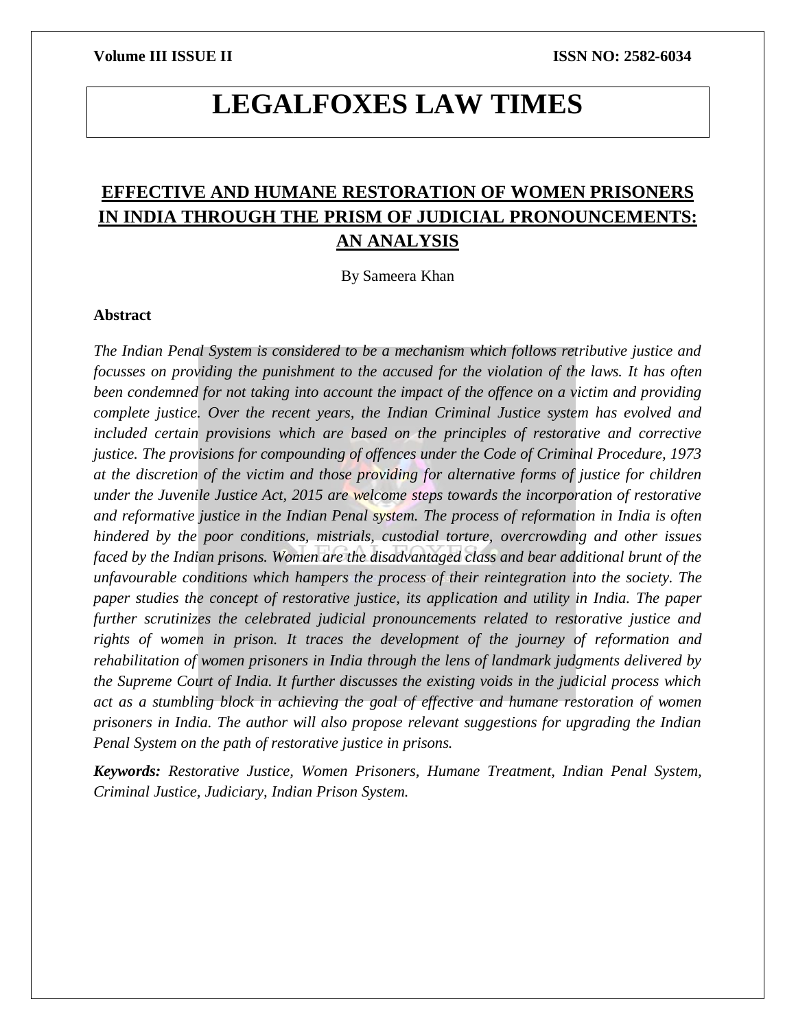# LEGALFOXES LAW TIMES

## EFFECTIVE AND HUMANE RESTORATION OF WOMEN PRISONERS IN INDIA THROUGH THE PRISM OF JUDICIAL PRONOUNCEMENTS: AN ANALYSIS

By Sameera Khan

### Abstract

*The Indian Penal System is considered to be a mechanism which follows retributive justice and focusses on providing the punishment to the accused for the violation of the laws. It has often been condemned for not taking into account the impact of the offence on a victim and providing complete justice. Over the recent years, the Indian Criminal Justice system has evolved and included certain provisions which are based on the principles of restorative and corrective justice. The provisions for compounding of offences under the Code of Criminal Procedure, 1973 at the discretion of the victim and those providing for alternative forms of justice for children under the Juvenile Justice Act, 2015 are welcome steps towards the incorporation of restorative and reformative justice in the Indian Penal system. The process of reformation in India is often hindered by the poor conditions, mistrials, custodial torture, overcrowding and other issues faced by the Indian prisons. Women are the disadvantaged class and bear additional brunt of the unfavourable conditions which hampers the process of their reintegration into the society. The paper studies the concept of restorative justice, its application and utility in India. The paper further scrutinizes the celebrated judicial pronouncements related to restorative justice and rights of women in prison. It traces the development of the journey of reformation and rehabilitation of women prisoners in India through the lens of landmark judgments delivered by the Supreme Court of India. It further discusses the existing voids in the judicial process which act as a stumbling block in achieving the goal of effective and humane restoration of women prisoners in India. The author will also propose relevant suggestions for upgrading the Indian Penal System on the path of restorative justice in prisons.*

***Keywords:*** *Restorative Justice, Women Prisoners, Humane Treatment, Indian Penal System, Criminal Justice, Judiciary, Indian Prison System.*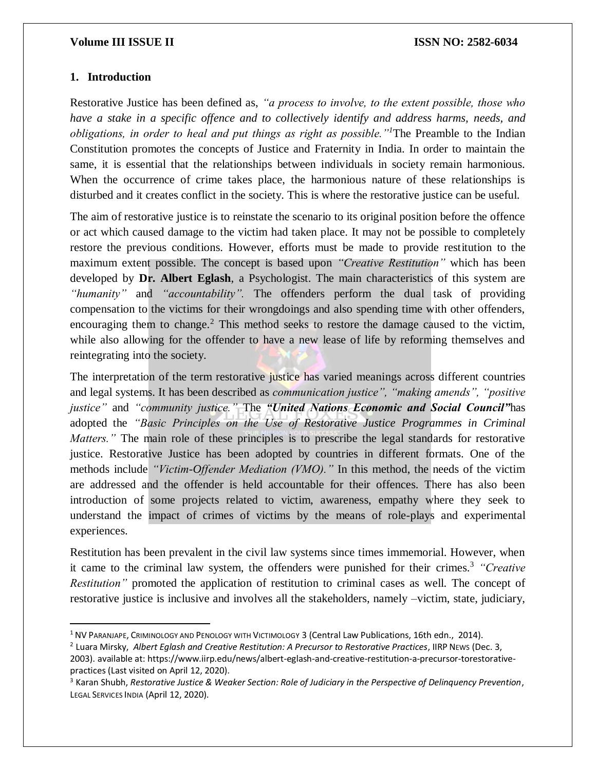## 1. Introduction

Restorative Justice has been defined as, *"a process to involve, to the extent possible, those who have a stake in a specific offence and to collectively identify and address harms, needs, and obligations, in order to heal and put things as right as possible."*[1] The Preamble to the Indian Constitution promotes the concepts of Justice and Fraternity in India. In order to maintain the same, it is essential that the relationships between individuals in society remain harmonious. When the occurrence of crime takes place, the harmonious nature of these relationships is disturbed and it creates conflict in the society. This is where the restorative justice can be useful.

The aim of restorative justice is to reinstate the scenario to its original position before the offence or act which caused damage to the victim had taken place. It may not be possible to completely restore the previous conditions. However, efforts must be made to provide restitution to the maximum extent possible. The concept is based upon *"Creative Restitution"* which has been developed by **Dr. Albert Eglash**, a Psychologist. The main characteristics of this system are *"humanity"* and *"accountability".* The offenders perform the dual task of providing compensation to the victims for their wrongdoings and also spending time with other offenders, encouraging them to change.[2] This method seeks to restore the damage caused to the victim, while also allowing for the offender to have a new lease of life by reforming themselves and reintegrating into the society.

The interpretation of the term restorative justice has varied meanings across different countries and legal systems. It has been described as *communication justice", "making amends", "positive justice"* and *"community justice."* The ***"United Nations Economic and Social Council"*** has adopted the *"Basic Principles on the Use of Restorative Justice Programmes in Criminal Matters."* The main role of these principles is to prescribe the legal standards for restorative justice. Restorative Justice has been adopted by countries in different formats. One of the methods include *"Victim-Offender Mediation (VMO)."* In this method, the needs of the victim are addressed and the offender is held accountable for their offences. There has also been introduction of some projects related to victim, awareness, empathy where they seek to understand the impact of crimes of victims by the means of role-plays and experimental experiences.

Restitution has been prevalent in the civil law systems since times immemorial. However, when it came to the criminal law system, the offenders were punished for their crimes.[3] *"Creative Restitution"* promoted the application of restitution to criminal cases as well. The concept of restorative justice is inclusive and involves all the stakeholders, namely –victim, state, judiciary,

---

[1] NV PARANJAPE, CRIMINOLOGY AND PENOLOGY WITH VICTIMOLOGY 3 (Central Law Publications, 16th edn., 2014).

[2] Luara Mirsky, *Albert Eglash and Creative Restitution: A Precursor to Restorative Practices*, IIRP NEWS (Dec. 3, 2003). available at: https://www.iirp.edu/news/albert-eglash-and-creative-restitution-a-precursor-torestorative-practices (Last visited on April 12, 2020).

[3] Karan Shubh, *Restorative Justice & Weaker Section: Role of Judiciary in the Perspective of Delinquency Prevention*, LEGAL SERVICES INDIA (April 12, 2020).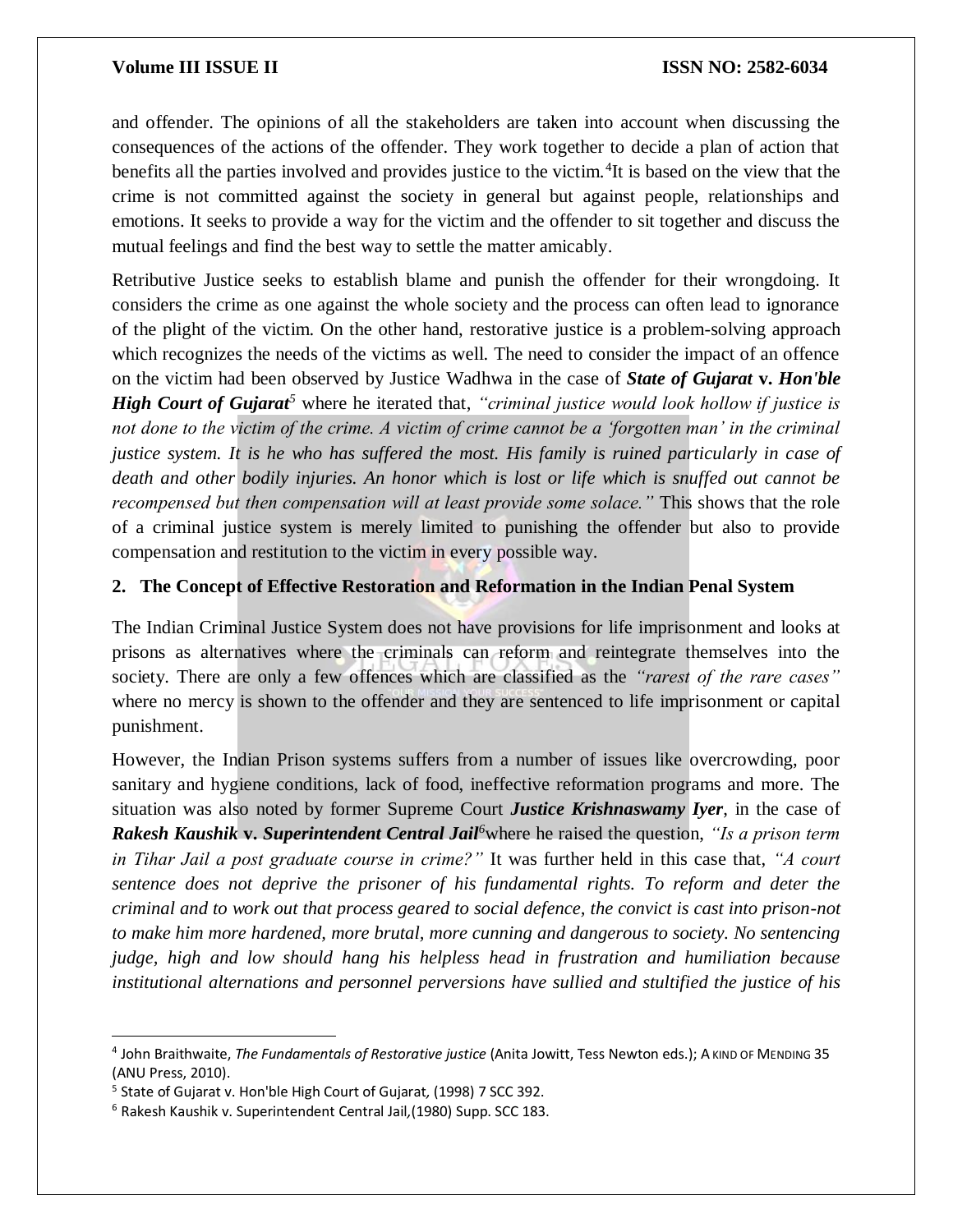and offender. The opinions of all the stakeholders are taken into account when discussing the consequences of the actions of the offender. They work together to decide a plan of action that benefits all the parties involved and provides justice to the victim.[4]It is based on the view that the crime is not committed against the society in general but against people, relationships and emotions. It seeks to provide a way for the victim and the offender to sit together and discuss the mutual feelings and find the best way to settle the matter amicably.

Retributive Justice seeks to establish blame and punish the offender for their wrongdoing. It considers the crime as one against the whole society and the process can often lead to ignorance of the plight of the victim. On the other hand, restorative justice is a problem-solving approach which recognizes the needs of the victims as well. The need to consider the impact of an offence on the victim had been observed by Justice Wadhwa in the case of ***State of Gujarat* v. *Hon'ble High Court of Gujarat***[5] where he iterated that, *"criminal justice would look hollow if justice is not done to the victim of the crime. A victim of crime cannot be a 'forgotten man' in the criminal justice system. It is he who has suffered the most. His family is ruined particularly in case of death and other bodily injuries. An honor which is lost or life which is snuffed out cannot be recompensed but then compensation will at least provide some solace."* This shows that the role of a criminal justice system is merely limited to punishing the offender but also to provide compensation and restitution to the victim in every possible way.

## 2. The Concept of Effective Restoration and Reformation in the Indian Penal System

The Indian Criminal Justice System does not have provisions for life imprisonment and looks at prisons as alternatives where the criminals can reform and reintegrate themselves into the society. There are only a few offences which are classified as the *"rarest of the rare cases"* where no mercy is shown to the offender and they are sentenced to life imprisonment or capital punishment.

However, the Indian Prison systems suffers from a number of issues like overcrowding, poor sanitary and hygiene conditions, lack of food, ineffective reformation programs and more. The situation was also noted by former Supreme Court ***Justice Krishnaswamy Iyer***, in the case of ***Rakesh Kaushik* v. *Superintendent Central Jail***[6]where he raised the question, *"Is a prison term in Tihar Jail a post graduate course in crime?"* It was further held in this case that, *"A court sentence does not deprive the prisoner of his fundamental rights. To reform and deter the criminal and to work out that process geared to social defence, the convict is cast into prison-not to make him more hardened, more brutal, more cunning and dangerous to society. No sentencing judge, high and low should hang his helpless head in frustration and humiliation because institutional alternations and personnel perversions have sullied and stultified the justice of his*

---

[4] John Braithwaite, *The Fundamentals of Restorative justice* (Anita Jowitt, Tess Newton eds.); A KIND OF MENDING 35 (ANU Press, 2010).

[5] State of Gujarat v. Hon'ble High Court of Gujarat, (1998) 7 SCC 392.

[6] Rakesh Kaushik v. Superintendent Central Jail,(1980) Supp. SCC 183.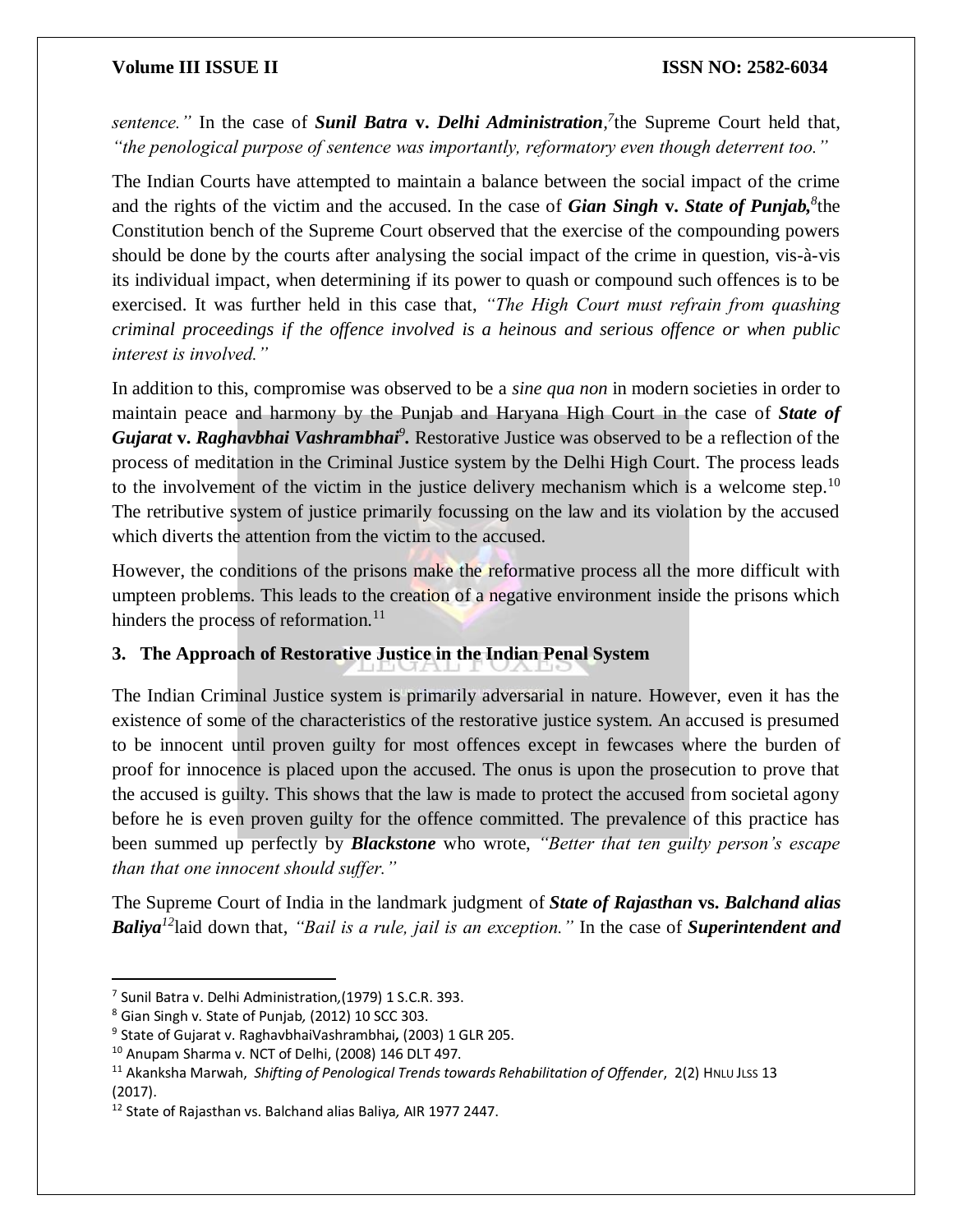*sentence."* In the case of ***Sunil Batra* v. *Delhi Administration*,**[7]the Supreme Court held that, *"the penological purpose of sentence was importantly, reformatory even though deterrent too."*

The Indian Courts have attempted to maintain a balance between the social impact of the crime and the rights of the victim and the accused. In the case of ***Gian Singh* v. *State of Punjab,***[8]the Constitution bench of the Supreme Court observed that the exercise of the compounding powers should be done by the courts after analysing the social impact of the crime in question, vis-à-vis its individual impact, when determining if its power to quash or compound such offences is to be exercised. It was further held in this case that, *"The High Court must refrain from quashing criminal proceedings if the offence involved is a heinous and serious offence or when public interest is involved."*

In addition to this, compromise was observed to be a *sine qua non* in modern societies in order to maintain peace and harmony by the Punjab and Haryana High Court in the case of ***State of Gujarat* v. *Raghavbhai Vashrambhai***[9]**.** Restorative Justice was observed to be a reflection of the process of meditation in the Criminal Justice system by the Delhi High Court. The process leads to the involvement of the victim in the justice delivery mechanism which is a welcome step.[10] The retributive system of justice primarily focussing on the law and its violation by the accused which diverts the attention from the victim to the accused.

However, the conditions of the prisons make the reformative process all the more difficult with umpteen problems. This leads to the creation of a negative environment inside the prisons which hinders the process of reformation.[11]

## 3. The Approach of Restorative Justice in the Indian Penal System

The Indian Criminal Justice system is primarily adversarial in nature. However, even it has the existence of some of the characteristics of the restorative justice system. An accused is presumed to be innocent until proven guilty for most offences except in fewcases where the burden of proof for innocence is placed upon the accused. The onus is upon the prosecution to prove that the accused is guilty. This shows that the law is made to protect the accused from societal agony before he is even proven guilty for the offence committed. The prevalence of this practice has been summed up perfectly by ***Blackstone*** who wrote, *"Better that ten guilty person's escape than that one innocent should suffer."*

The Supreme Court of India in the landmark judgment of ***State of Rajasthan* vs. *Balchand alias Baliya***[12]laid down that, *"Bail is a rule, jail is an exception."* In the case of ***Superintendent and***

---

[7] Sunil Batra v. Delhi Administration,(1979) 1 S.C.R. 393.

[8] Gian Singh v. State of Punjab, (2012) 10 SCC 303.

[9] State of Gujarat v. RaghavbhaiVashrambhai, (2003) 1 GLR 205.

[10] Anupam Sharma v. NCT of Delhi, (2008) 146 DLT 497.

[11] Akanksha Marwah, *Shifting of Penological Trends towards Rehabilitation of Offender*, 2(2) HNLU JLSS 13 (2017).

[12] State of Rajasthan vs. Balchand alias Baliya, AIR 1977 2447.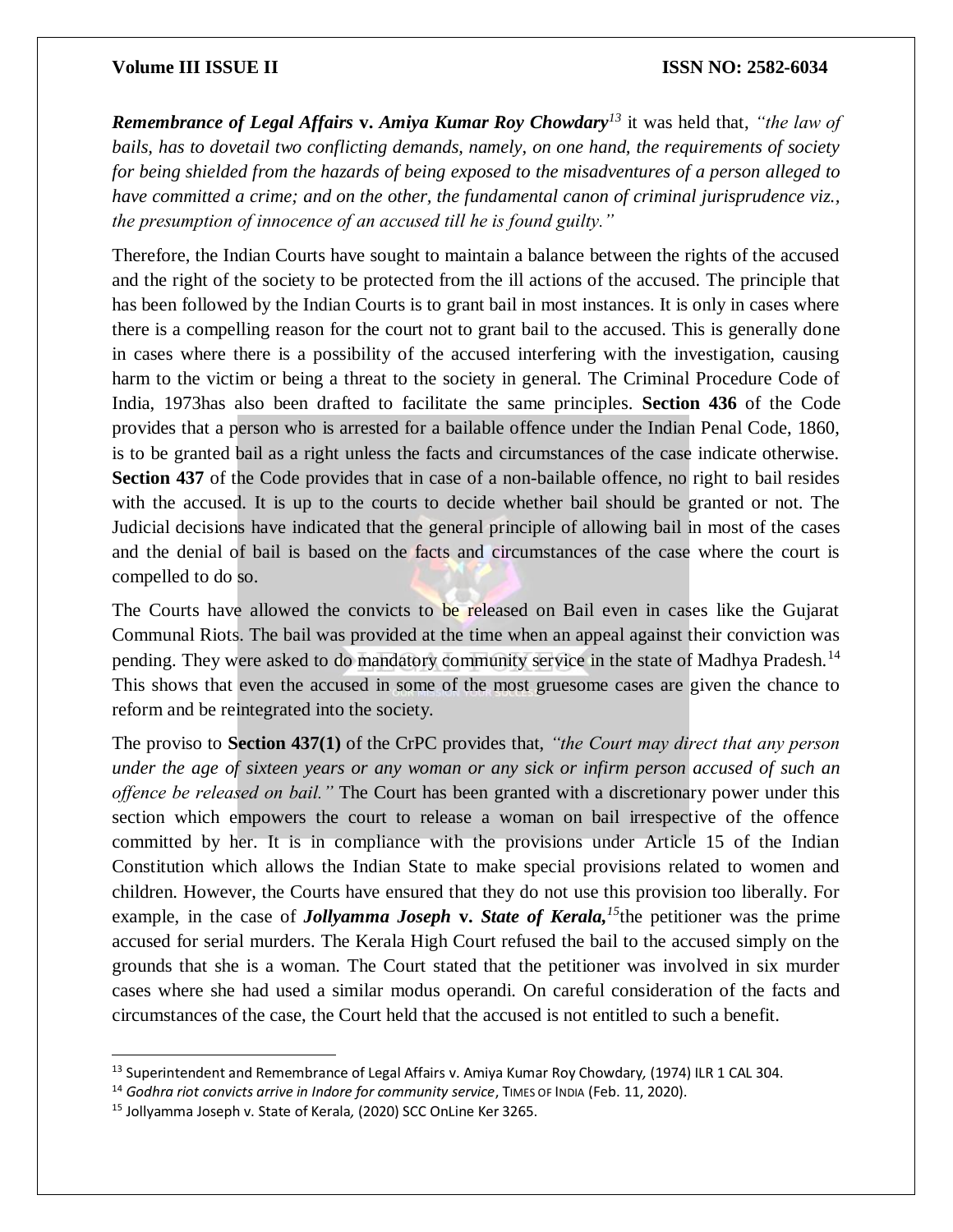***Remembrance of Legal Affairs* v. *Amiya Kumar Roy Chowdary*[13]** it was held that, *"the law of bails, has to dovetail two conflicting demands, namely, on one hand, the requirements of society for being shielded from the hazards of being exposed to the misadventures of a person alleged to have committed a crime; and on the other, the fundamental canon of criminal jurisprudence viz., the presumption of innocence of an accused till he is found guilty."*

Therefore, the Indian Courts have sought to maintain a balance between the rights of the accused and the right of the society to be protected from the ill actions of the accused. The principle that has been followed by the Indian Courts is to grant bail in most instances. It is only in cases where there is a compelling reason for the court not to grant bail to the accused. This is generally done in cases where there is a possibility of the accused interfering with the investigation, causing harm to the victim or being a threat to the society in general. The Criminal Procedure Code of India, 1973has also been drafted to facilitate the same principles. **Section 436** of the Code provides that a person who is arrested for a bailable offence under the Indian Penal Code, 1860, is to be granted bail as a right unless the facts and circumstances of the case indicate otherwise. **Section 437** of the Code provides that in case of a non-bailable offence, no right to bail resides with the accused. It is up to the courts to decide whether bail should be granted or not. The Judicial decisions have indicated that the general principle of allowing bail in most of the cases and the denial of bail is based on the facts and circumstances of the case where the court is compelled to do so.

The Courts have allowed the convicts to be released on Bail even in cases like the Gujarat Communal Riots. The bail was provided at the time when an appeal against their conviction was pending. They were asked to do mandatory community service in the state of Madhya Pradesh.[14] This shows that even the accused in some of the most gruesome cases are given the chance to reform and be reintegrated into the society.

The proviso to **Section 437(1)** of the CrPC provides that, *"the Court may direct that any person under the age of sixteen years or any woman or any sick or infirm person accused of such an offence be released on bail."* The Court has been granted with a discretionary power under this section which empowers the court to release a woman on bail irrespective of the offence committed by her. It is in compliance with the provisions under Article 15 of the Indian Constitution which allows the Indian State to make special provisions related to women and children. However, the Courts have ensured that they do not use this provision too liberally. For example, in the case of ***Jollyamma Joseph* v. *State of Kerala,*[15]**the petitioner was the prime accused for serial murders. The Kerala High Court refused the bail to the accused simply on the grounds that she is a woman. The Court stated that the petitioner was involved in six murder cases where she had used a similar modus operandi. On careful consideration of the facts and circumstances of the case, the Court held that the accused is not entitled to such a benefit.

---

[13] Superintendent and Remembrance of Legal Affairs v. Amiya Kumar Roy Chowdary, (1974) ILR 1 CAL 304.

[14] *Godhra riot convicts arrive in Indore for community service*, TIMES OF INDIA (Feb. 11, 2020).

[15] Jollyamma Joseph v. State of Kerala, (2020) SCC OnLine Ker 3265.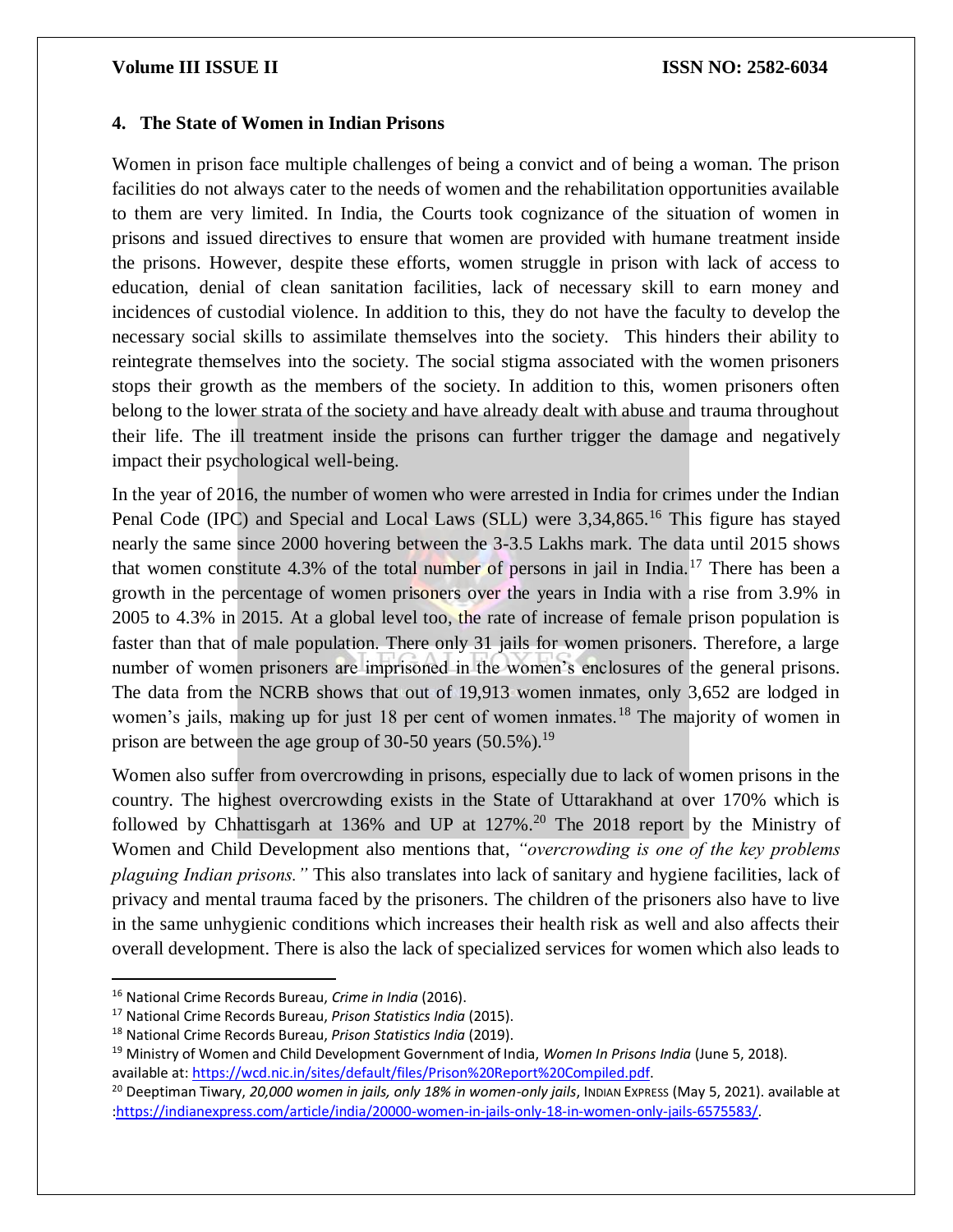## 4. The State of Women in Indian Prisons

Women in prison face multiple challenges of being a convict and of being a woman. The prison facilities do not always cater to the needs of women and the rehabilitation opportunities available to them are very limited. In India, the Courts took cognizance of the situation of women in prisons and issued directives to ensure that women are provided with humane treatment inside the prisons. However, despite these efforts, women struggle in prison with lack of access to education, denial of clean sanitation facilities, lack of necessary skill to earn money and incidences of custodial violence. In addition to this, they do not have the faculty to develop the necessary social skills to assimilate themselves into the society. This hinders their ability to reintegrate themselves into the society. The social stigma associated with the women prisoners stops their growth as the members of the society. In addition to this, women prisoners often belong to the lower strata of the society and have already dealt with abuse and trauma throughout their life. The ill treatment inside the prisons can further trigger the damage and negatively impact their psychological well-being.

In the year of 2016, the number of women who were arrested in India for crimes under the Indian Penal Code (IPC) and Special and Local Laws (SLL) were 3,34,865.[16] This figure has stayed nearly the same since 2000 hovering between the 3-3.5 Lakhs mark. The data until 2015 shows that women constitute 4.3% of the total number of persons in jail in India.[17] There has been a growth in the percentage of women prisoners over the years in India with a rise from 3.9% in 2005 to 4.3% in 2015. At a global level too, the rate of increase of female prison population is faster than that of male population. There only 31 jails for women prisoners. Therefore, a large number of women prisoners are imprisoned in the women's enclosures of the general prisons. The data from the NCRB shows that out of 19,913 women inmates, only 3,652 are lodged in women's jails, making up for just 18 per cent of women inmates.[18] The majority of women in prison are between the age group of 30-50 years (50.5%).[19]

Women also suffer from overcrowding in prisons, especially due to lack of women prisons in the country. The highest overcrowding exists in the State of Uttarakhand at over 170% which is followed by Chhattisgarh at 136% and UP at 127%.[20] The 2018 report by the Ministry of Women and Child Development also mentions that, *"overcrowding is one of the key problems plaguing Indian prisons."* This also translates into lack of sanitary and hygiene facilities, lack of privacy and mental trauma faced by the prisoners. The children of the prisoners also have to live in the same unhygienic conditions which increases their health risk as well and also affects their overall development. There is also the lack of specialized services for women which also leads to

---

[16] National Crime Records Bureau, *Crime in India* (2016).

[17] National Crime Records Bureau, *Prison Statistics India* (2015).

[18] National Crime Records Bureau, *Prison Statistics India* (2019).

[19] Ministry of Women and Child Development Government of India, *Women In Prisons India* (June 5, 2018). available at: https://wcd.nic.in/sites/default/files/Prison%20Report%20Compiled.pdf.

[20] Deeptiman Tiwary, *20,000 women in jails, only 18% in women-only jails*, INDIAN EXPRESS (May 5, 2021). available at :https://indianexpress.com/article/india/20000-women-in-jails-only-18-in-women-only-jails-6575583/.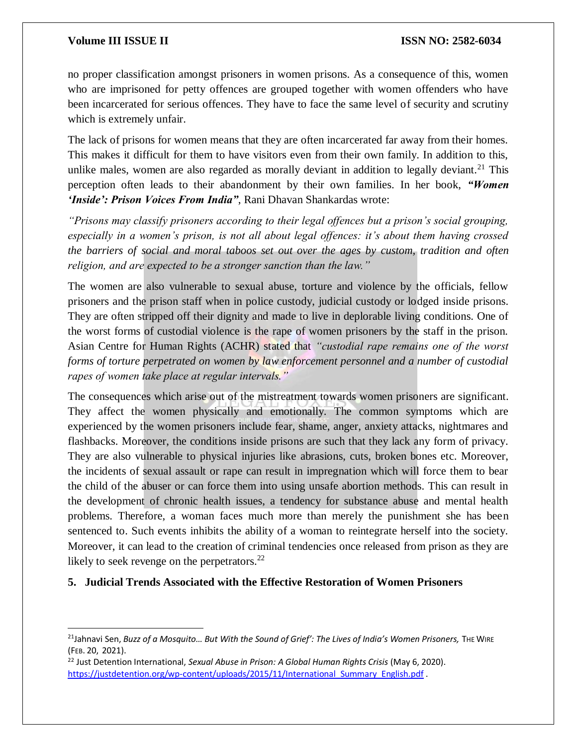no proper classification amongst prisoners in women prisons. As a consequence of this, women who are imprisoned for petty offences are grouped together with women offenders who have been incarcerated for serious offences. They have to face the same level of security and scrutiny which is extremely unfair.

The lack of prisons for women means that they are often incarcerated far away from their homes. This makes it difficult for them to have visitors even from their own family. In addition to this, unlike males, women are also regarded as morally deviant in addition to legally deviant.[21] This perception often leads to their abandonment by their own families. In her book, ***"Women 'Inside': Prison Voices From India"***, Rani Dhavan Shankardas wrote:

*"Prisons may classify prisoners according to their legal offences but a prison's social grouping, especially in a women's prison, is not all about legal offences: it's about them having crossed the barriers of social and moral taboos set out over the ages by custom, tradition and often religion, and are expected to be a stronger sanction than the law."*

The women are also vulnerable to sexual abuse, torture and violence by the officials, fellow prisoners and the prison staff when in police custody, judicial custody or lodged inside prisons. They are often stripped off their dignity and made to live in deplorable living conditions. One of the worst forms of custodial violence is the rape of women prisoners by the staff in the prison. Asian Centre for Human Rights (ACHR) stated that *"custodial rape remains one of the worst forms of torture perpetrated on women by law enforcement personnel and a number of custodial rapes of women take place at regular intervals."*

The consequences which arise out of the mistreatment towards women prisoners are significant. They affect the women physically and emotionally. The common symptoms which are experienced by the women prisoners include fear, shame, anger, anxiety attacks, nightmares and flashbacks. Moreover, the conditions inside prisons are such that they lack any form of privacy. They are also vulnerable to physical injuries like abrasions, cuts, broken bones etc. Moreover, the incidents of sexual assault or rape can result in impregnation which will force them to bear the child of the abuser or can force them into using unsafe abortion methods. This can result in the development of chronic health issues, a tendency for substance abuse and mental health problems. Therefore, a woman faces much more than merely the punishment she has been sentenced to. Such events inhibits the ability of a woman to reintegrate herself into the society. Moreover, it can lead to the creation of criminal tendencies once released from prison as they are likely to seek revenge on the perpetrators.[22]

## 5. Judicial Trends Associated with the Effective Restoration of Women Prisoners

---

[21] Jahnavi Sen, *Buzz of a Mosquito… But With the Sound of Grief': The Lives of India's Women Prisoners,* THE WIRE (FEB. 20, 2021).

[22] Just Detention International, *Sexual Abuse in Prison: A Global Human Rights Crisis* (May 6, 2020). https://justdetention.org/wp-content/uploads/2015/11/International_Summary_English.pdf .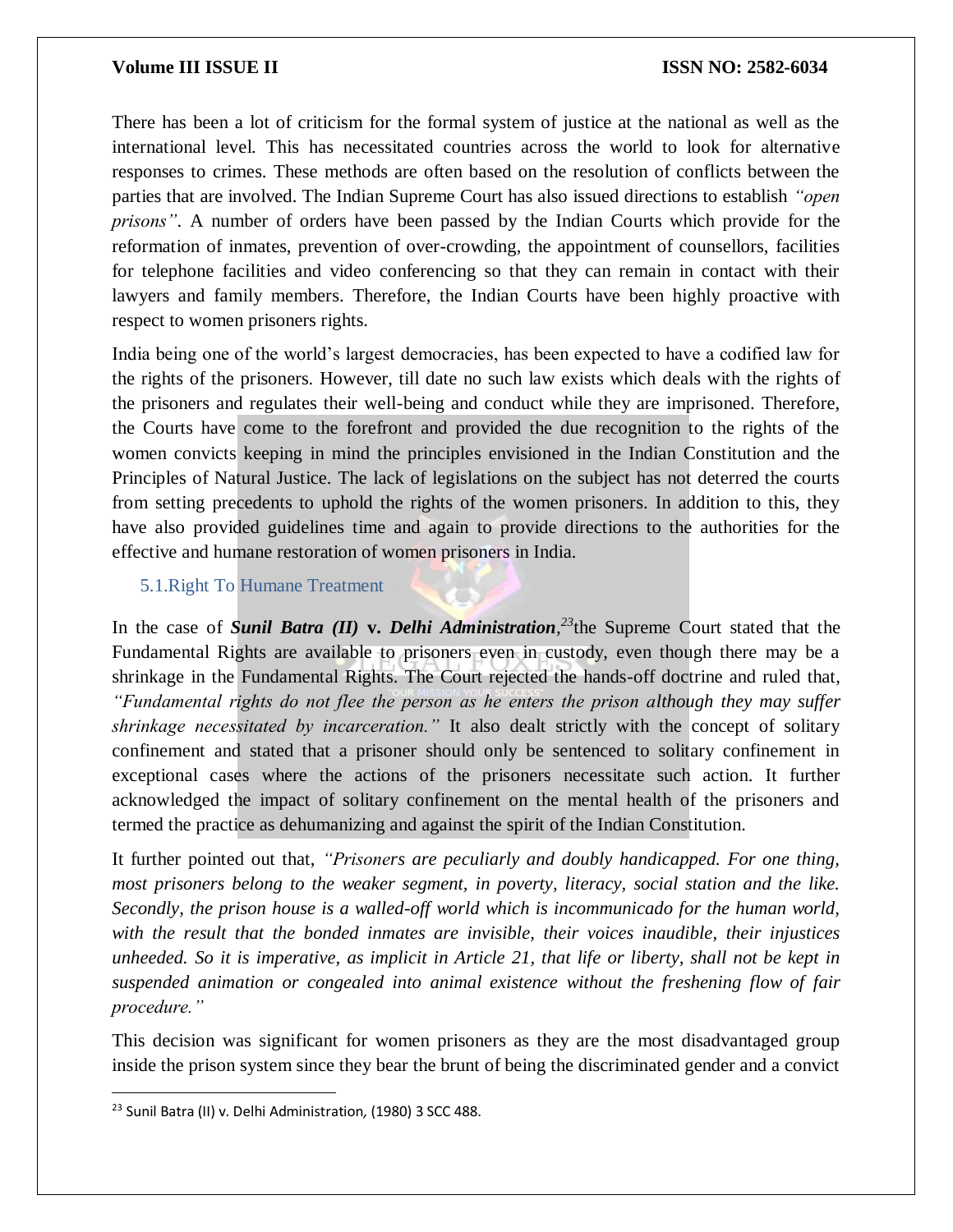There has been a lot of criticism for the formal system of justice at the national as well as the international level. This has necessitated countries across the world to look for alternative responses to crimes. These methods are often based on the resolution of conflicts between the parties that are involved. The Indian Supreme Court has also issued directions to establish *"open prisons"*. A number of orders have been passed by the Indian Courts which provide for the reformation of inmates, prevention of over-crowding, the appointment of counsellors, facilities for telephone facilities and video conferencing so that they can remain in contact with their lawyers and family members. Therefore, the Indian Courts have been highly proactive with respect to women prisoners rights.

India being one of the world's largest democracies, has been expected to have a codified law for the rights of the prisoners. However, till date no such law exists which deals with the rights of the prisoners and regulates their well-being and conduct while they are imprisoned. Therefore, the Courts have come to the forefront and provided the due recognition to the rights of the women convicts keeping in mind the principles envisioned in the Indian Constitution and the Principles of Natural Justice. The lack of legislations on the subject has not deterred the courts from setting precedents to uphold the rights of the women prisoners. In addition to this, they have also provided guidelines time and again to provide directions to the authorities for the effective and humane restoration of women prisoners in India.

### 5.1.Right To Humane Treatment

In the case of ***Sunil Batra (II)* v. *Delhi Administration***,[23] the Supreme Court stated that the Fundamental Rights are available to prisoners even in custody, even though there may be a shrinkage in the Fundamental Rights. The Court rejected the hands-off doctrine and ruled that, *"Fundamental rights do not flee the person as he enters the prison although they may suffer shrinkage necessitated by incarceration."* It also dealt strictly with the concept of solitary confinement and stated that a prisoner should only be sentenced to solitary confinement in exceptional cases where the actions of the prisoners necessitate such action. It further acknowledged the impact of solitary confinement on the mental health of the prisoners and termed the practice as dehumanizing and against the spirit of the Indian Constitution.

It further pointed out that, *"Prisoners are peculiarly and doubly handicapped. For one thing, most prisoners belong to the weaker segment, in poverty, literacy, social station and the like. Secondly, the prison house is a walled-off world which is incommunicado for the human world, with the result that the bonded inmates are invisible, their voices inaudible, their injustices unheeded. So it is imperative, as implicit in Article 21, that life or liberty, shall not be kept in suspended animation or congealed into animal existence without the freshening flow of fair procedure."*

This decision was significant for women prisoners as they are the most disadvantaged group inside the prison system since they bear the brunt of being the discriminated gender and a convict

---

[23] Sunil Batra (II) v. Delhi Administration, (1980) 3 SCC 488.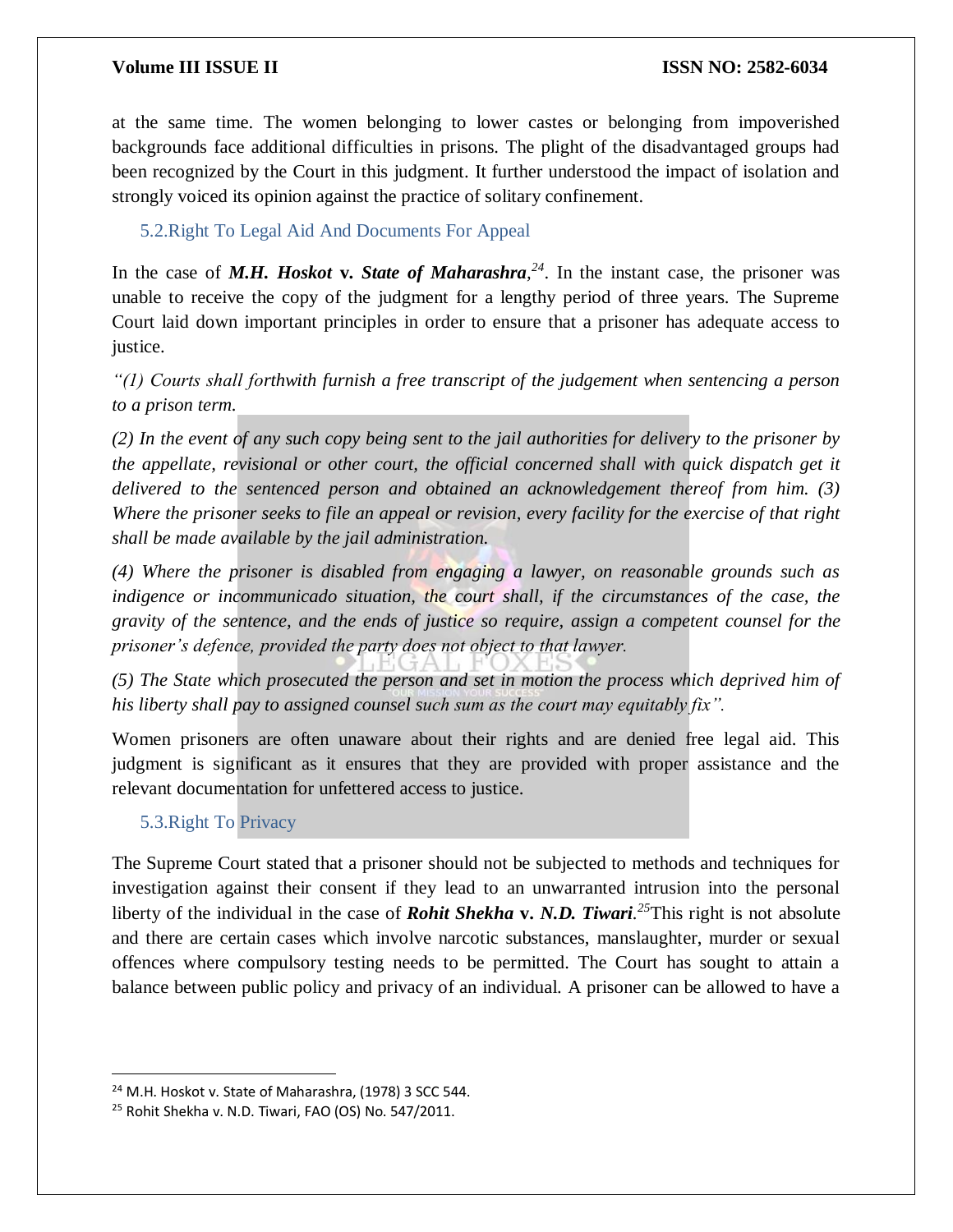at the same time. The women belonging to lower castes or belonging from impoverished backgrounds face additional difficulties in prisons. The plight of the disadvantaged groups had been recognized by the Court in this judgment. It further understood the impact of isolation and strongly voiced its opinion against the practice of solitary confinement.

### 5.2.Right To Legal Aid And Documents For Appeal

In the case of ***M.H. Hoskot* v. *State of Maharashra*,**[24]. In the instant case, the prisoner was unable to receive the copy of the judgment for a lengthy period of three years. The Supreme Court laid down important principles in order to ensure that a prisoner has adequate access to justice.

*"(1) Courts shall forthwith furnish a free transcript of the judgement when sentencing a person to a prison term.*

*(2) In the event of any such copy being sent to the jail authorities for delivery to the prisoner by the appellate, revisional or other court, the official concerned shall with quick dispatch get it delivered to the sentenced person and obtained an acknowledgement thereof from him. (3) Where the prisoner seeks to file an appeal or revision, every facility for the exercise of that right shall be made available by the jail administration.*

*(4) Where the prisoner is disabled from engaging a lawyer, on reasonable grounds such as indigence or incommunicado situation, the court shall, if the circumstances of the case, the gravity of the sentence, and the ends of justice so require, assign a competent counsel for the prisoner's defence, provided the party does not object to that lawyer.*

*(5) The State which prosecuted the person and set in motion the process which deprived him of his liberty shall pay to assigned counsel such sum as the court may equitably fix".*

Women prisoners are often unaware about their rights and are denied free legal aid. This judgment is significant as it ensures that they are provided with proper assistance and the relevant documentation for unfettered access to justice.

### 5.3.Right To Privacy

The Supreme Court stated that a prisoner should not be subjected to methods and techniques for investigation against their consent if they lead to an unwarranted intrusion into the personal liberty of the individual in the case of ***Rohit Shekha* v. *N.D. Tiwari***.[25] This right is not absolute and there are certain cases which involve narcotic substances, manslaughter, murder or sexual offences where compulsory testing needs to be permitted. The Court has sought to attain a balance between public policy and privacy of an individual. A prisoner can be allowed to have a

---

[24] M.H. Hoskot v. State of Maharashra, (1978) 3 SCC 544.

[25] Rohit Shekha v. N.D. Tiwari, FAO (OS) No. 547/2011.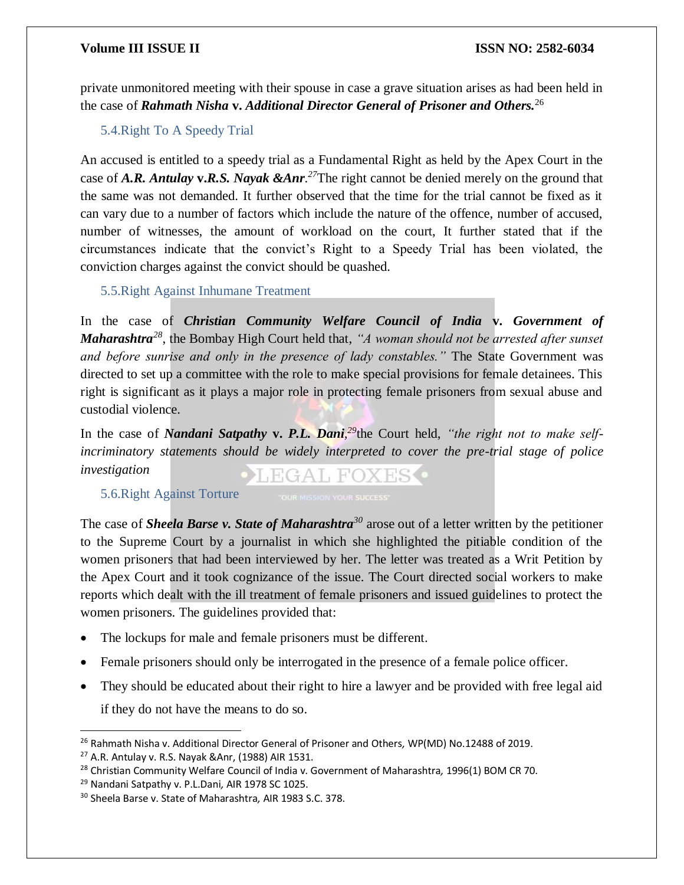private unmonitored meeting with their spouse in case a grave situation arises as had been held in the case of ***Rahmath Nisha* v. *Additional Director General of Prisoner and Others.***[26]

### 5.4.Right To A Speedy Trial

An accused is entitled to a speedy trial as a Fundamental Right as held by the Apex Court in the case of ***A.R. Antulay* v.*R.S. Nayak &Anr*.**[27]The right cannot be denied merely on the ground that the same was not demanded. It further observed that the time for the trial cannot be fixed as it can vary due to a number of factors which include the nature of the offence, number of accused, number of witnesses, the amount of workload on the court, It further stated that if the circumstances indicate that the convict's Right to a Speedy Trial has been violated, the conviction charges against the convict should be quashed.

### 5.5.Right Against Inhumane Treatment

In the case of ***Christian Community Welfare Council of India* v. *Government of Maharashtra***[28], the Bombay High Court held that, *"A woman should not be arrested after sunset and before sunrise and only in the presence of lady constables."* The State Government was directed to set up a committee with the role to make special provisions for female detainees. This right is significant as it plays a major role in protecting female prisoners from sexual abuse and custodial violence.

In the case of ***Nandani Satpathy* v. *P.L. Dani*,**[29]the Court held, *"the right not to make self-incriminatory statements should be widely interpreted to cover the pre-trial stage of police investigation*

### 5.6.Right Against Torture

The case of ***Sheela Barse v. State of Maharashtra***[30] arose out of a letter written by the petitioner to the Supreme Court by a journalist in which she highlighted the pitiable condition of the women prisoners that had been interviewed by her. The letter was treated as a Writ Petition by the Apex Court and it took cognizance of the issue. The Court directed social workers to make reports which dealt with the ill treatment of female prisoners and issued guidelines to protect the women prisoners. The guidelines provided that:

- The lockups for male and female prisoners must be different.
- Female prisoners should only be interrogated in the presence of a female police officer.
- They should be educated about their right to hire a lawyer and be provided with free legal aid if they do not have the means to do so.

---

[26] Rahmath Nisha v. Additional Director General of Prisoner and Others, WP(MD) No.12488 of 2019.

[27] A.R. Antulay v. R.S. Nayak &Anr, (1988) AIR 1531.

[28] Christian Community Welfare Council of India v. Government of Maharashtra, 1996(1) BOM CR 70.

[29] Nandani Satpathy v. P.L.Dani, AIR 1978 SC 1025.

[30] Sheela Barse v. State of Maharashtra, AIR 1983 S.C. 378.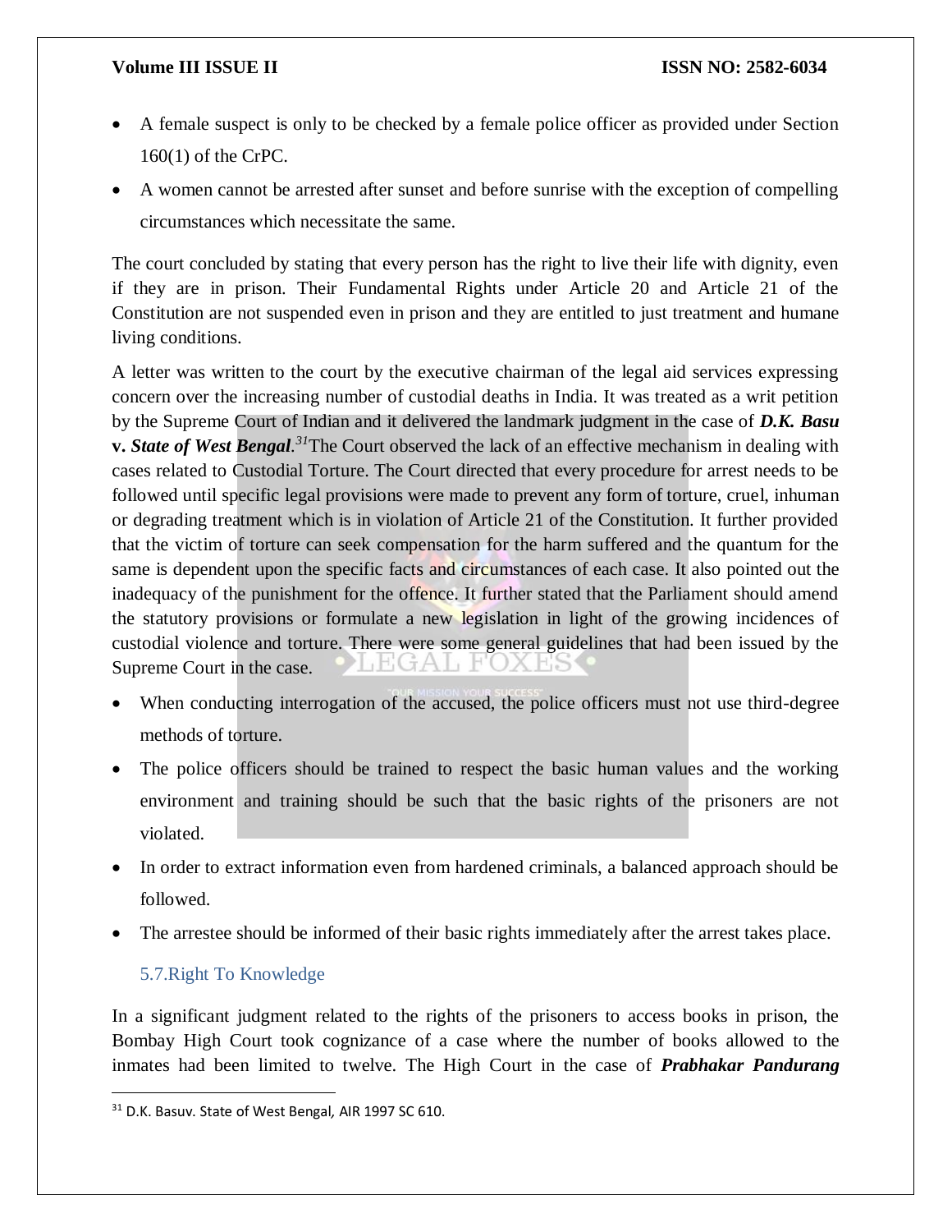- A female suspect is only to be checked by a female police officer as provided under Section 160(1) of the CrPC.
- A women cannot be arrested after sunset and before sunrise with the exception of compelling circumstances which necessitate the same.

The court concluded by stating that every person has the right to live their life with dignity, even if they are in prison. Their Fundamental Rights under Article 20 and Article 21 of the Constitution are not suspended even in prison and they are entitled to just treatment and humane living conditions.

A letter was written to the court by the executive chairman of the legal aid services expressing concern over the increasing number of custodial deaths in India. It was treated as a writ petition by the Supreme Court of Indian and it delivered the landmark judgment in the case of ***D.K. Basu* v. *State of West Bengal***.[31] The Court observed the lack of an effective mechanism in dealing with cases related to Custodial Torture. The Court directed that every procedure for arrest needs to be followed until specific legal provisions were made to prevent any form of torture, cruel, inhuman or degrading treatment which is in violation of Article 21 of the Constitution. It further provided that the victim of torture can seek compensation for the harm suffered and the quantum for the same is dependent upon the specific facts and circumstances of each case. It also pointed out the inadequacy of the punishment for the offence. It further stated that the Parliament should amend the statutory provisions or formulate a new legislation in light of the growing incidences of custodial violence and torture. There were some general guidelines that had been issued by the Supreme Court in the case.

- When conducting interrogation of the accused, the police officers must not use third-degree methods of torture.
- The police officers should be trained to respect the basic human values and the working environment and training should be such that the basic rights of the prisoners are not violated.
- In order to extract information even from hardened criminals, a balanced approach should be followed.
- The arrestee should be informed of their basic rights immediately after the arrest takes place.

### 5.7.Right To Knowledge

In a significant judgment related to the rights of the prisoners to access books in prison, the Bombay High Court took cognizance of a case where the number of books allowed to the inmates had been limited to twelve. The High Court in the case of ***Prabhakar Pandurang***

---

[31] D.K. Basuv. State of West Bengal, AIR 1997 SC 610.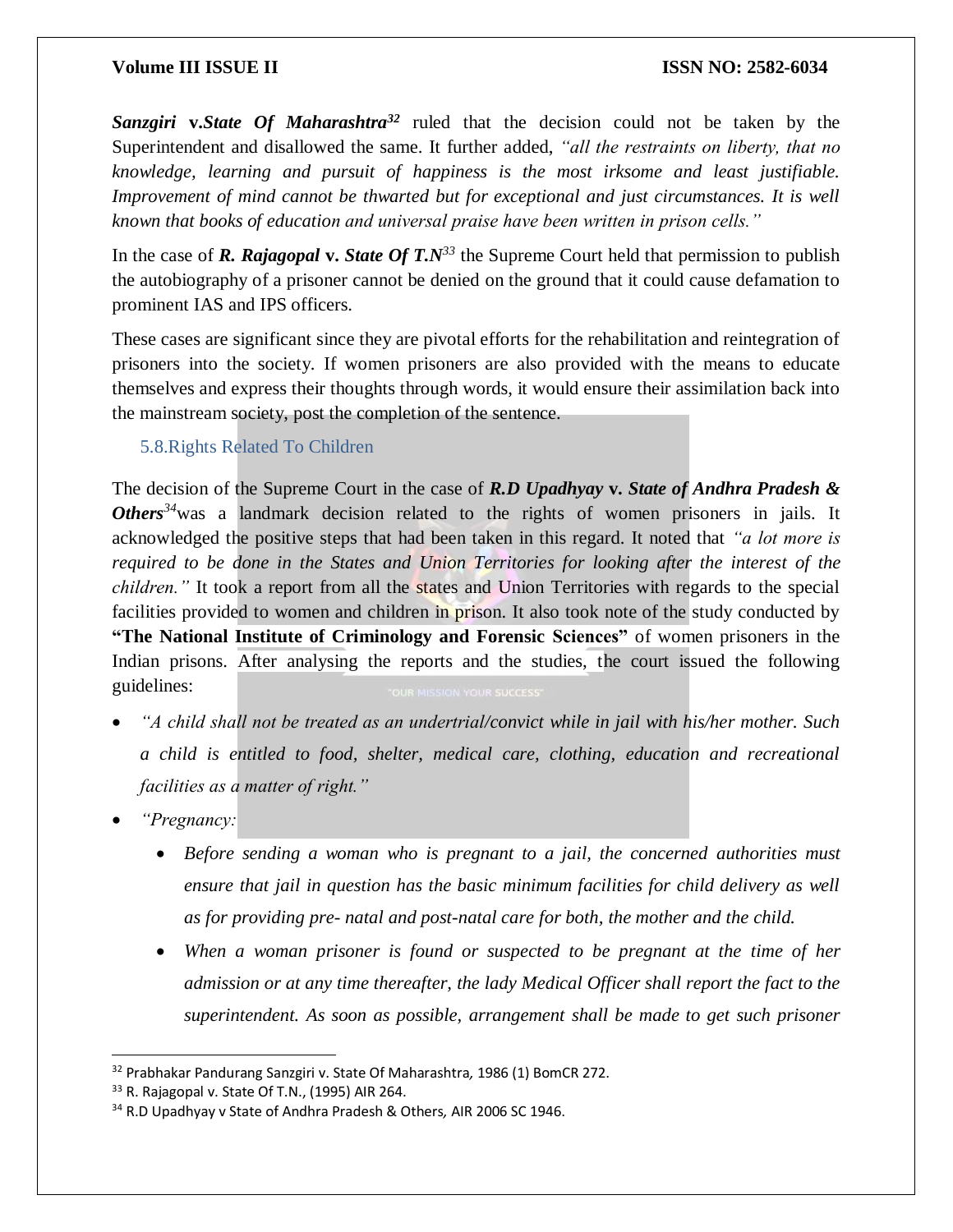***Sanzgiri* v.*State Of Maharashtra*[32]** ruled that the decision could not be taken by the Superintendent and disallowed the same. It further added, *"all the restraints on liberty, that no knowledge, learning and pursuit of happiness is the most irksome and least justifiable. Improvement of mind cannot be thwarted but for exceptional and just circumstances. It is well known that books of education and universal praise have been written in prison cells."*

In the case of ***R. Rajagopal* v. *State Of T.N*[33]** the Supreme Court held that permission to publish the autobiography of a prisoner cannot be denied on the ground that it could cause defamation to prominent IAS and IPS officers.

These cases are significant since they are pivotal efforts for the rehabilitation and reintegration of prisoners into the society. If women prisoners are also provided with the means to educate themselves and express their thoughts through words, it would ensure their assimilation back into the mainstream society, post the completion of the sentence.

### 5.8.Rights Related To Children

The decision of the Supreme Court in the case of ***R.D Upadhyay* v. *State of Andhra Pradesh & Others*[34]**was a landmark decision related to the rights of women prisoners in jails. It acknowledged the positive steps that had been taken in this regard. It noted that *"a lot more is required to be done in the States and Union Territories for looking after the interest of the children."* It took a report from all the states and Union Territories with regards to the special facilities provided to women and children in prison. It also took note of the study conducted by **"The National Institute of Criminology and Forensic Sciences"** of women prisoners in the Indian prisons. After analysing the reports and the studies, the court issued the following guidelines:

- *"A child shall not be treated as an undertrial/convict while in jail with his/her mother. Such a child is entitled to food, shelter, medical care, clothing, education and recreational facilities as a matter of right."*
- *"Pregnancy:*
  - *Before sending a woman who is pregnant to a jail, the concerned authorities must ensure that jail in question has the basic minimum facilities for child delivery as well as for providing pre- natal and post-natal care for both, the mother and the child.*
  - *When a woman prisoner is found or suspected to be pregnant at the time of her admission or at any time thereafter, the lady Medical Officer shall report the fact to the superintendent. As soon as possible, arrangement shall be made to get such prisoner*

---

[32] Prabhakar Pandurang Sanzgiri v. State Of Maharashtra, 1986 (1) BomCR 272.

[33] R. Rajagopal v. State Of T.N., (1995) AIR 264.

[34] R.D Upadhyay v State of Andhra Pradesh & Others, AIR 2006 SC 1946.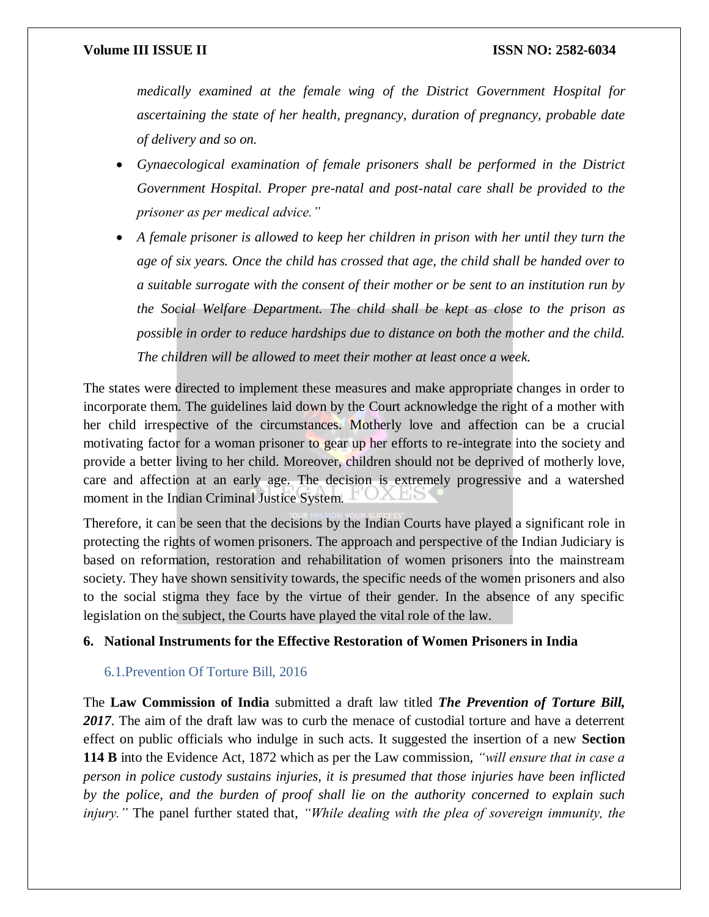*medically examined at the female wing of the District Government Hospital for ascertaining the state of her health, pregnancy, duration of pregnancy, probable date of delivery and so on.*

- *Gynaecological examination of female prisoners shall be performed in the District Government Hospital. Proper pre-natal and post-natal care shall be provided to the prisoner as per medical advice."*
- *A female prisoner is allowed to keep her children in prison with her until they turn the age of six years. Once the child has crossed that age, the child shall be handed over to a suitable surrogate with the consent of their mother or be sent to an institution run by the Social Welfare Department. The child shall be kept as close to the prison as possible in order to reduce hardships due to distance on both the mother and the child. The children will be allowed to meet their mother at least once a week.*

The states were directed to implement these measures and make appropriate changes in order to incorporate them. The guidelines laid down by the Court acknowledge the right of a mother with her child irrespective of the circumstances. Motherly love and affection can be a crucial motivating factor for a woman prisoner to gear up her efforts to re-integrate into the society and provide a better living to her child. Moreover, children should not be deprived of motherly love, care and affection at an early age. The decision is extremely progressive and a watershed moment in the Indian Criminal Justice System.

Therefore, it can be seen that the decisions by the Indian Courts have played a significant role in protecting the rights of women prisoners. The approach and perspective of the Indian Judiciary is based on reformation, restoration and rehabilitation of women prisoners into the mainstream society. They have shown sensitivity towards, the specific needs of the women prisoners and also to the social stigma they face by the virtue of their gender. In the absence of any specific legislation on the subject, the Courts have played the vital role of the law.

## 6. National Instruments for the Effective Restoration of Women Prisoners in India

### 6.1.Prevention Of Torture Bill, 2016

The **Law Commission of India** submitted a draft law titled ***The Prevention of Torture Bill, 2017***. The aim of the draft law was to curb the menace of custodial torture and have a deterrent effect on public officials who indulge in such acts. It suggested the insertion of a new **Section 114 B** into the Evidence Act, 1872 which as per the Law commission, *"will ensure that in case a person in police custody sustains injuries, it is presumed that those injuries have been inflicted by the police, and the burden of proof shall lie on the authority concerned to explain such injury."* The panel further stated that, *"While dealing with the plea of sovereign immunity, the*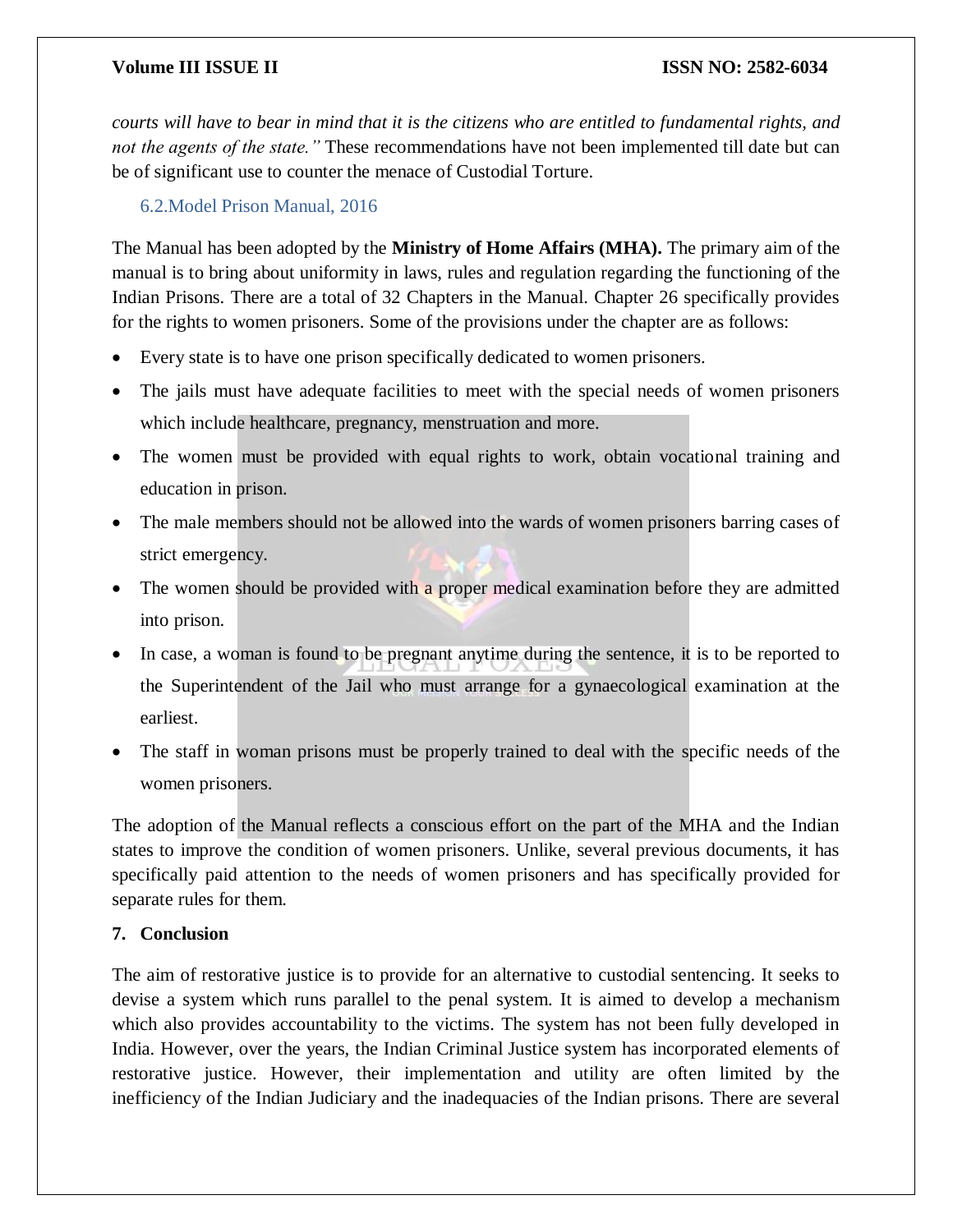*courts will have to bear in mind that it is the citizens who are entitled to fundamental rights, and not the agents of the state."* These recommendations have not been implemented till date but can be of significant use to counter the menace of Custodial Torture.

### 6.2.Model Prison Manual, 2016

The Manual has been adopted by the **Ministry of Home Affairs (MHA).** The primary aim of the manual is to bring about uniformity in laws, rules and regulation regarding the functioning of the Indian Prisons. There are a total of 32 Chapters in the Manual. Chapter 26 specifically provides for the rights to women prisoners. Some of the provisions under the chapter are as follows:

- Every state is to have one prison specifically dedicated to women prisoners.
- The jails must have adequate facilities to meet with the special needs of women prisoners which include healthcare, pregnancy, menstruation and more.
- The women must be provided with equal rights to work, obtain vocational training and education in prison.
- The male members should not be allowed into the wards of women prisoners barring cases of strict emergency.
- The women should be provided with a proper medical examination before they are admitted into prison.
- In case, a woman is found to be pregnant anytime during the sentence, it is to be reported to the Superintendent of the Jail who must arrange for a gynaecological examination at the earliest.
- The staff in woman prisons must be properly trained to deal with the specific needs of the women prisoners.

The adoption of the Manual reflects a conscious effort on the part of the MHA and the Indian states to improve the condition of women prisoners. Unlike, several previous documents, it has specifically paid attention to the needs of women prisoners and has specifically provided for separate rules for them.

## 7. Conclusion

The aim of restorative justice is to provide for an alternative to custodial sentencing. It seeks to devise a system which runs parallel to the penal system. It is aimed to develop a mechanism which also provides accountability to the victims. The system has not been fully developed in India. However, over the years, the Indian Criminal Justice system has incorporated elements of restorative justice. However, their implementation and utility are often limited by the inefficiency of the Indian Judiciary and the inadequacies of the Indian prisons. There are several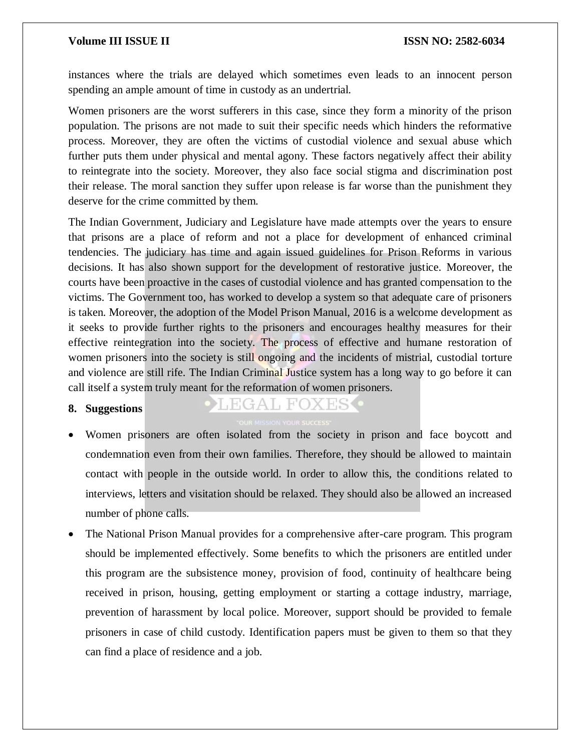instances where the trials are delayed which sometimes even leads to an innocent person spending an ample amount of time in custody as an undertrial.

Women prisoners are the worst sufferers in this case, since they form a minority of the prison population. The prisons are not made to suit their specific needs which hinders the reformative process. Moreover, they are often the victims of custodial violence and sexual abuse which further puts them under physical and mental agony. These factors negatively affect their ability to reintegrate into the society. Moreover, they also face social stigma and discrimination post their release. The moral sanction they suffer upon release is far worse than the punishment they deserve for the crime committed by them.

The Indian Government, Judiciary and Legislature have made attempts over the years to ensure that prisons are a place of reform and not a place for development of enhanced criminal tendencies. The judiciary has time and again issued guidelines for Prison Reforms in various decisions. It has also shown support for the development of restorative justice. Moreover, the courts have been proactive in the cases of custodial violence and has granted compensation to the victims. The Government too, has worked to develop a system so that adequate care of prisoners is taken. Moreover, the adoption of the Model Prison Manual, 2016 is a welcome development as it seeks to provide further rights to the prisoners and encourages healthy measures for their effective reintegration into the society. The process of effective and humane restoration of women prisoners into the society is still ongoing and the incidents of mistrial, custodial torture and violence are still rife. The Indian Criminal Justice system has a long way to go before it can call itself a system truly meant for the reformation of women prisoners.

## 8. Suggestions

- Women prisoners are often isolated from the society in prison and face boycott and condemnation even from their own families. Therefore, they should be allowed to maintain contact with people in the outside world. In order to allow this, the conditions related to interviews, letters and visitation should be relaxed. They should also be allowed an increased number of phone calls.
- The National Prison Manual provides for a comprehensive after-care program. This program should be implemented effectively. Some benefits to which the prisoners are entitled under this program are the subsistence money, provision of food, continuity of healthcare being received in prison, housing, getting employment or starting a cottage industry, marriage, prevention of harassment by local police. Moreover, support should be provided to female prisoners in case of child custody. Identification papers must be given to them so that they can find a place of residence and a job.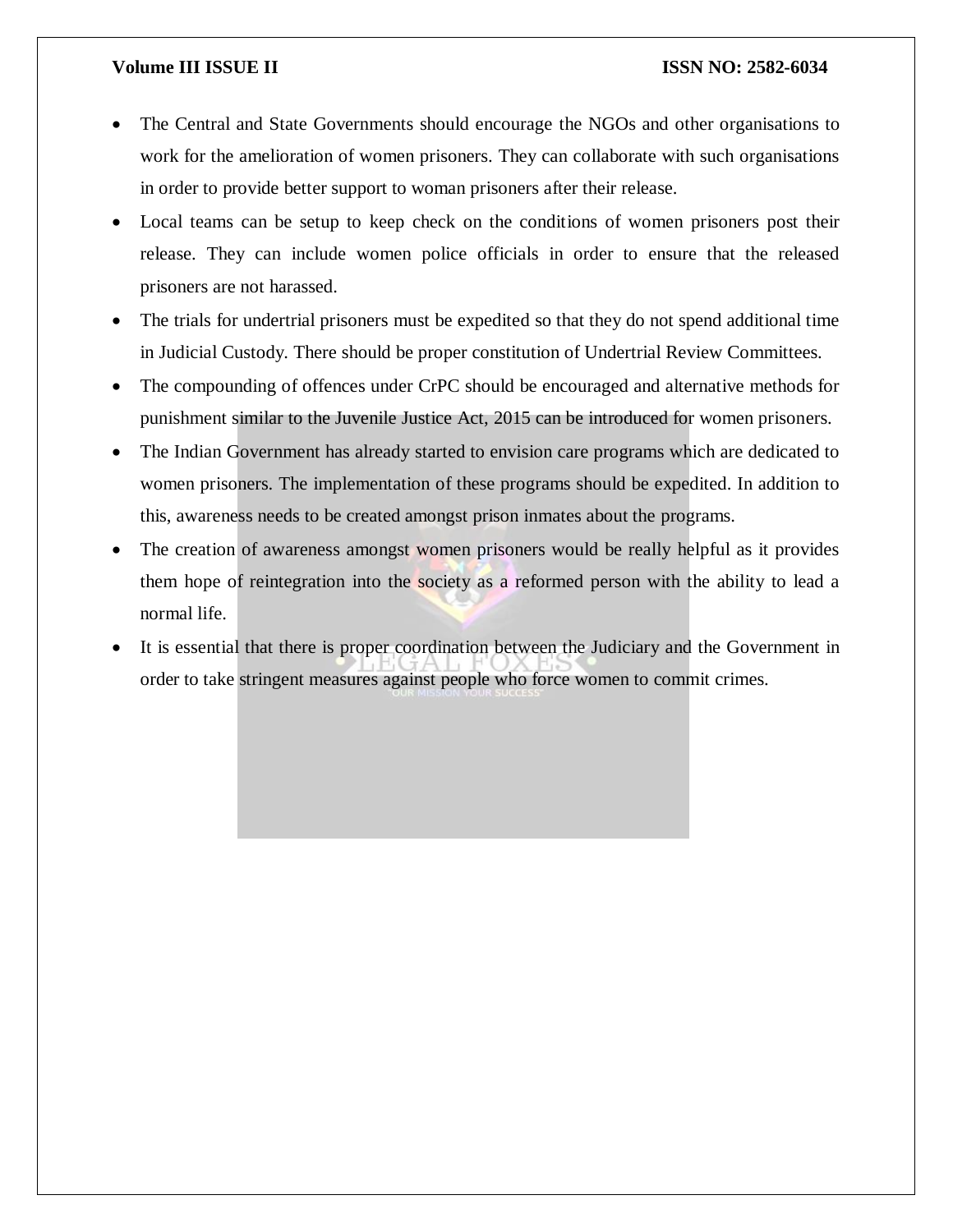- The Central and State Governments should encourage the NGOs and other organisations to work for the amelioration of women prisoners. They can collaborate with such organisations in order to provide better support to woman prisoners after their release.
- Local teams can be setup to keep check on the conditions of women prisoners post their release. They can include women police officials in order to ensure that the released prisoners are not harassed.
- The trials for undertrial prisoners must be expedited so that they do not spend additional time in Judicial Custody. There should be proper constitution of Undertrial Review Committees.
- The compounding of offences under CrPC should be encouraged and alternative methods for punishment similar to the Juvenile Justice Act, 2015 can be introduced for women prisoners.
- The Indian Government has already started to envision care programs which are dedicated to women prisoners. The implementation of these programs should be expedited. In addition to this, awareness needs to be created amongst prison inmates about the programs.
- The creation of awareness amongst women prisoners would be really helpful as it provides them hope of reintegration into the society as a reformed person with the ability to lead a normal life.
- It is essential that there is proper coordination between the Judiciary and the Government in order to take stringent measures against people who force women to commit crimes.